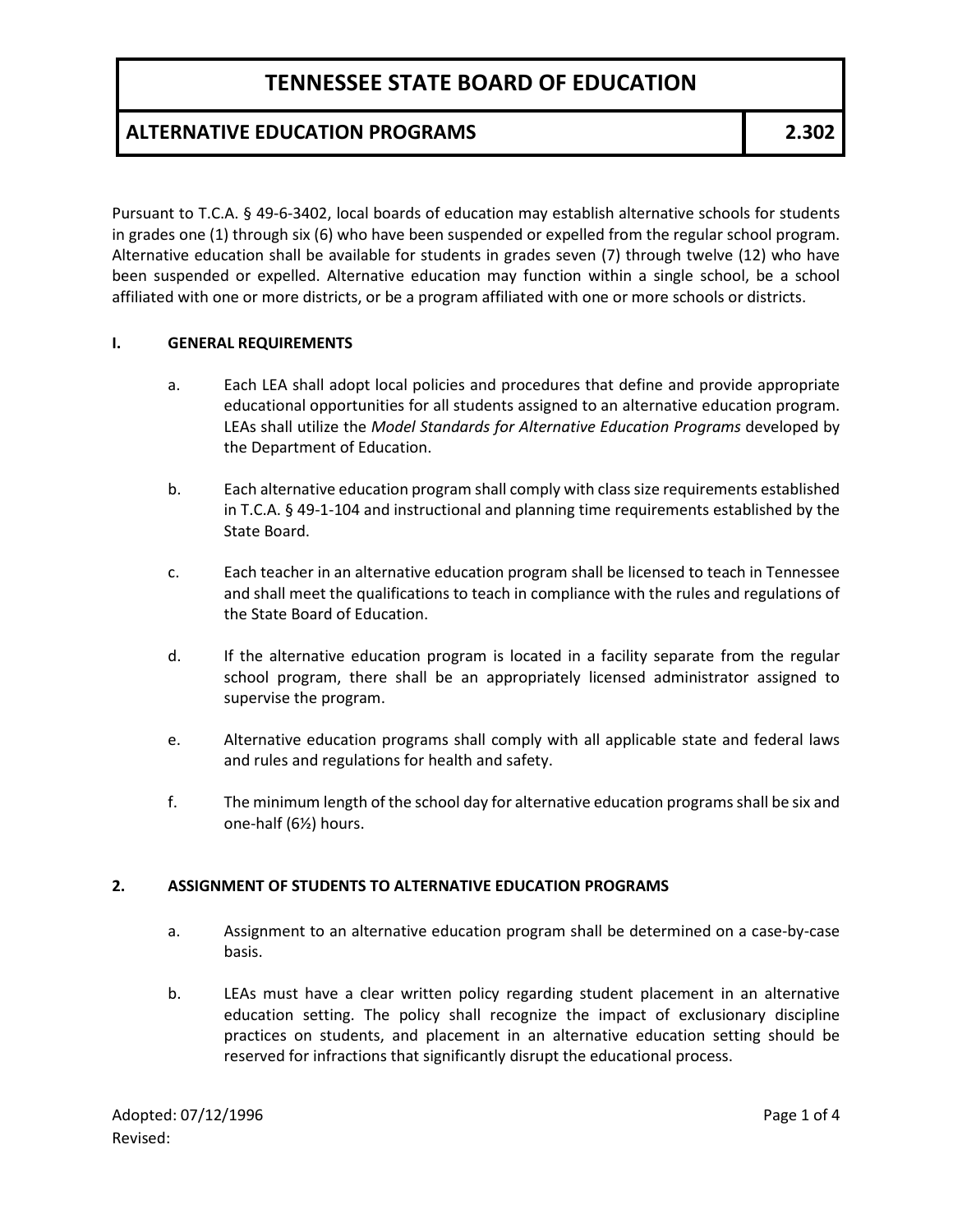# TENNESSEE STATE BOARD OF EDUCATION

## ALTERNATIVE EDUCATION PROGRAMS — 2.302

Pursuant to T.C.A. § 49-6-3402, local boards of education may establish alternative schools for students in grades one (1) through six (6) who have been suspended or expelled from the regular school program. Alternative education shall be available for students in grades seven (7) through twelve (12) who have been suspended or expelled. Alternative education may function within a single school, be a school affiliated with one or more districts, or be a program affiliated with one or more schools or districts.

### I. GENERAL REQUIREMENTS

a. Each LEA shall adopt local policies and procedures that define and provide appropriate educational opportunities for all students assigned to an alternative education program. LEAs shall utilize the *Model Standards for Alternative Education Programs* developed by the Department of Education.

b. Each alternative education program shall comply with class size requirements established in T.C.A. § 49-1-104 and instructional and planning time requirements established by the State Board.

c. Each teacher in an alternative education program shall be licensed to teach in Tennessee and shall meet the qualifications to teach in compliance with the rules and regulations of the State Board of Education.

d. If the alternative education program is located in a facility separate from the regular school program, there shall be an appropriately licensed administrator assigned to supervise the program.

e. Alternative education programs shall comply with all applicable state and federal laws and rules and regulations for health and safety.

f. The minimum length of the school day for alternative education programs shall be six and one-half (6½) hours.

### 2. ASSIGNMENT OF STUDENTS TO ALTERNATIVE EDUCATION PROGRAMS

a. Assignment to an alternative education program shall be determined on a case-by-case basis.

b. LEAs must have a clear written policy regarding student placement in an alternative education setting. The policy shall recognize the impact of exclusionary discipline practices on students, and placement in an alternative education setting should be reserved for infractions that significantly disrupt the educational process.

Adopted: 07/12/1996
Revised: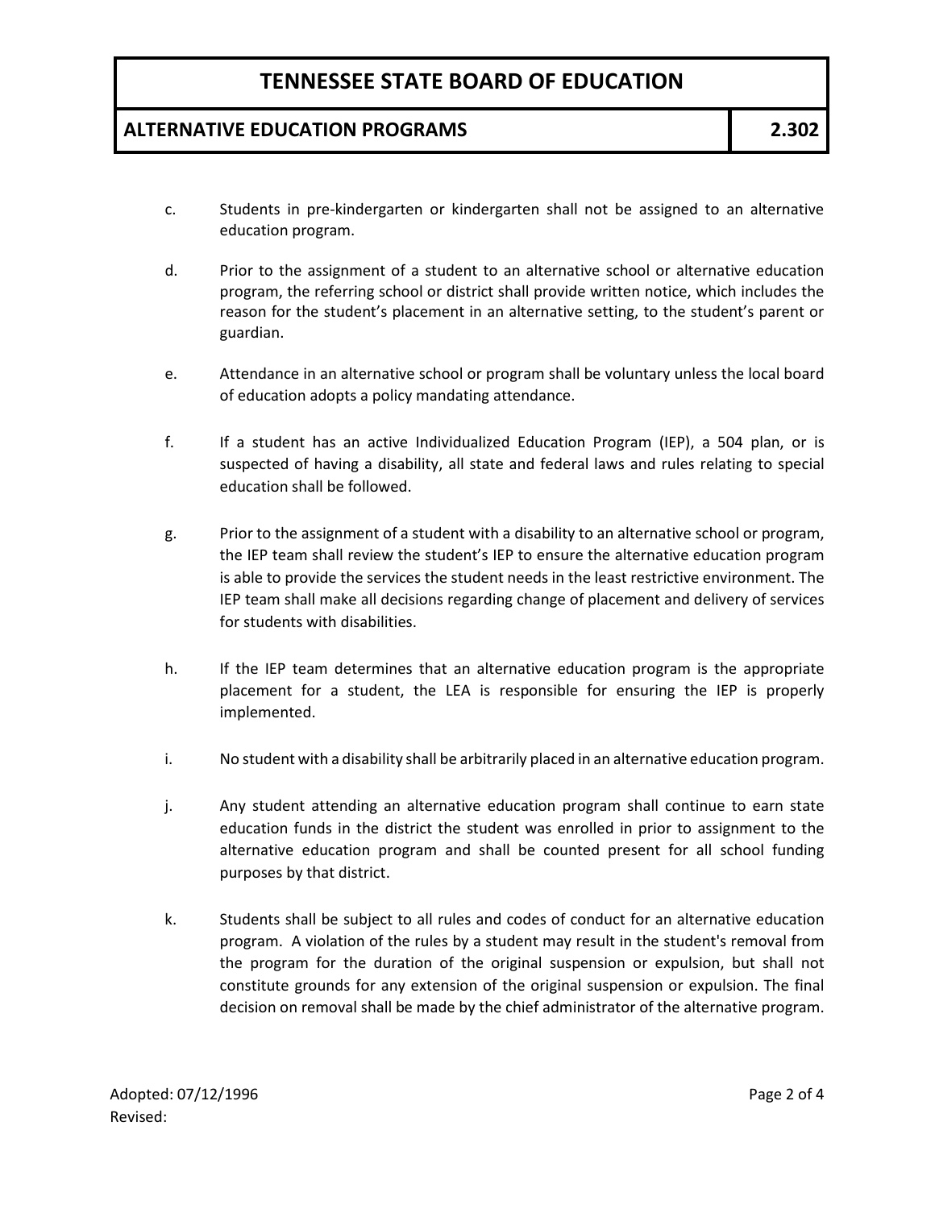c. Students in pre-kindergarten or kindergarten shall not be assigned to an alternative education program.

d. Prior to the assignment of a student to an alternative school or alternative education program, the referring school or district shall provide written notice, which includes the reason for the student's placement in an alternative setting, to the student's parent or guardian.

e. Attendance in an alternative school or program shall be voluntary unless the local board of education adopts a policy mandating attendance.

f. If a student has an active Individualized Education Program (IEP), a 504 plan, or is suspected of having a disability, all state and federal laws and rules relating to special education shall be followed.

g. Prior to the assignment of a student with a disability to an alternative school or program, the IEP team shall review the student's IEP to ensure the alternative education program is able to provide the services the student needs in the least restrictive environment. The IEP team shall make all decisions regarding change of placement and delivery of services for students with disabilities.

h. If the IEP team determines that an alternative education program is the appropriate placement for a student, the LEA is responsible for ensuring the IEP is properly implemented.

i. No student with a disability shall be arbitrarily placed in an alternative education program.

j. Any student attending an alternative education program shall continue to earn state education funds in the district the student was enrolled in prior to assignment to the alternative education program and shall be counted present for all school funding purposes by that district.

k. Students shall be subject to all rules and codes of conduct for an alternative education program. A violation of the rules by a student may result in the student's removal from the program for the duration of the original suspension or expulsion, but shall not constitute grounds for any extension of the original suspension or expulsion. The final decision on removal shall be made by the chief administrator of the alternative program.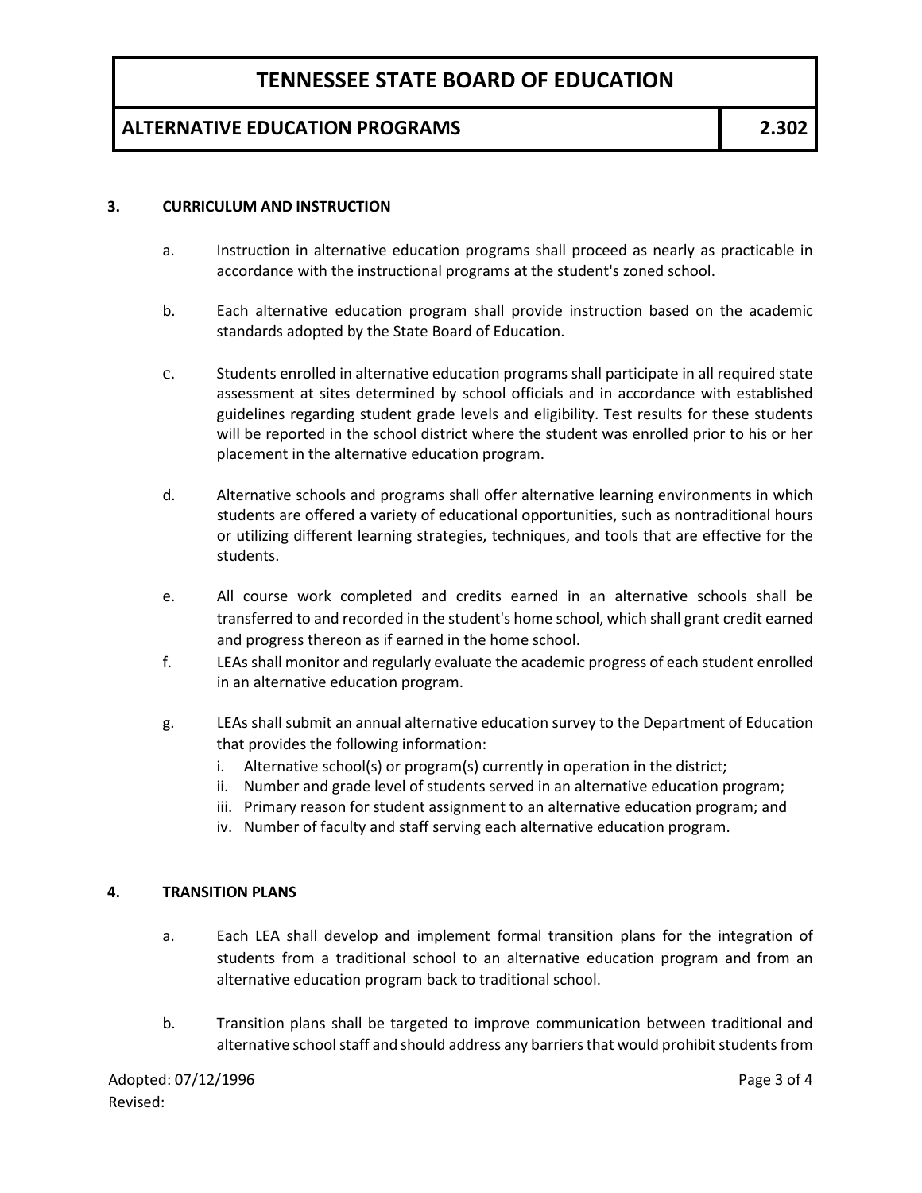### 3. CURRICULUM AND INSTRUCTION

a. Instruction in alternative education programs shall proceed as nearly as practicable in accordance with the instructional programs at the student's zoned school.

b. Each alternative education program shall provide instruction based on the academic standards adopted by the State Board of Education.

c. Students enrolled in alternative education programs shall participate in all required state assessment at sites determined by school officials and in accordance with established guidelines regarding student grade levels and eligibility. Test results for these students will be reported in the school district where the student was enrolled prior to his or her placement in the alternative education program.

d. Alternative schools and programs shall offer alternative learning environments in which students are offered a variety of educational opportunities, such as nontraditional hours or utilizing different learning strategies, techniques, and tools that are effective for the students.

e. All course work completed and credits earned in an alternative schools shall be transferred to and recorded in the student's home school, which shall grant credit earned and progress thereon as if earned in the home school.

f. LEAs shall monitor and regularly evaluate the academic progress of each student enrolled in an alternative education program.

g. LEAs shall submit an annual alternative education survey to the Department of Education that provides the following information:
   i. Alternative school(s) or program(s) currently in operation in the district;
   ii. Number and grade level of students served in an alternative education program;
   iii. Primary reason for student assignment to an alternative education program; and
   iv. Number of faculty and staff serving each alternative education program.

### 4. TRANSITION PLANS

a. Each LEA shall develop and implement formal transition plans for the integration of students from a traditional school to an alternative education program and from an alternative education program back to traditional school.

b. Transition plans shall be targeted to improve communication between traditional and alternative school staff and should address any barriers that would prohibit students from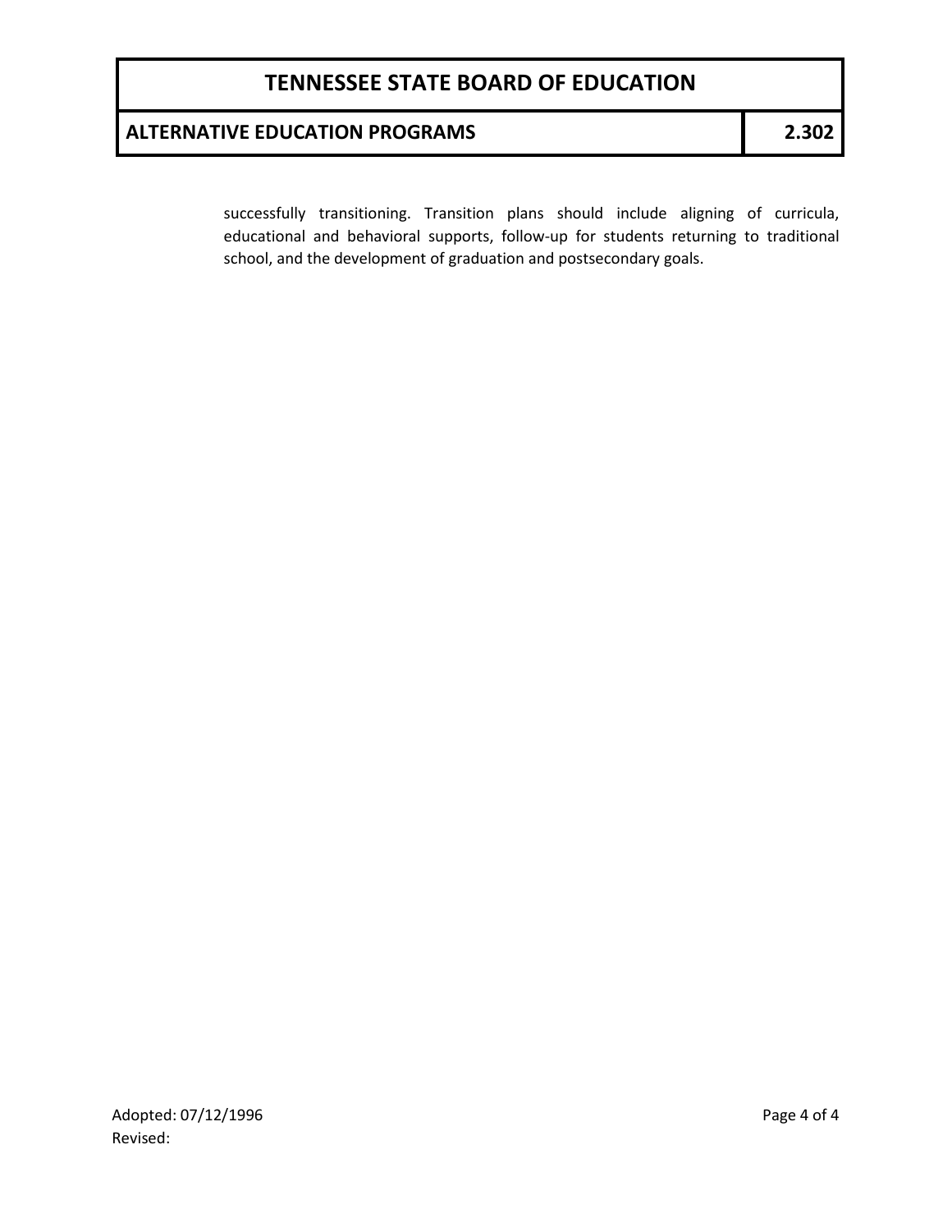successfully transitioning. Transition plans should include aligning of curricula, educational and behavioral supports, follow-up for students returning to traditional school, and the development of graduation and postsecondary goals.